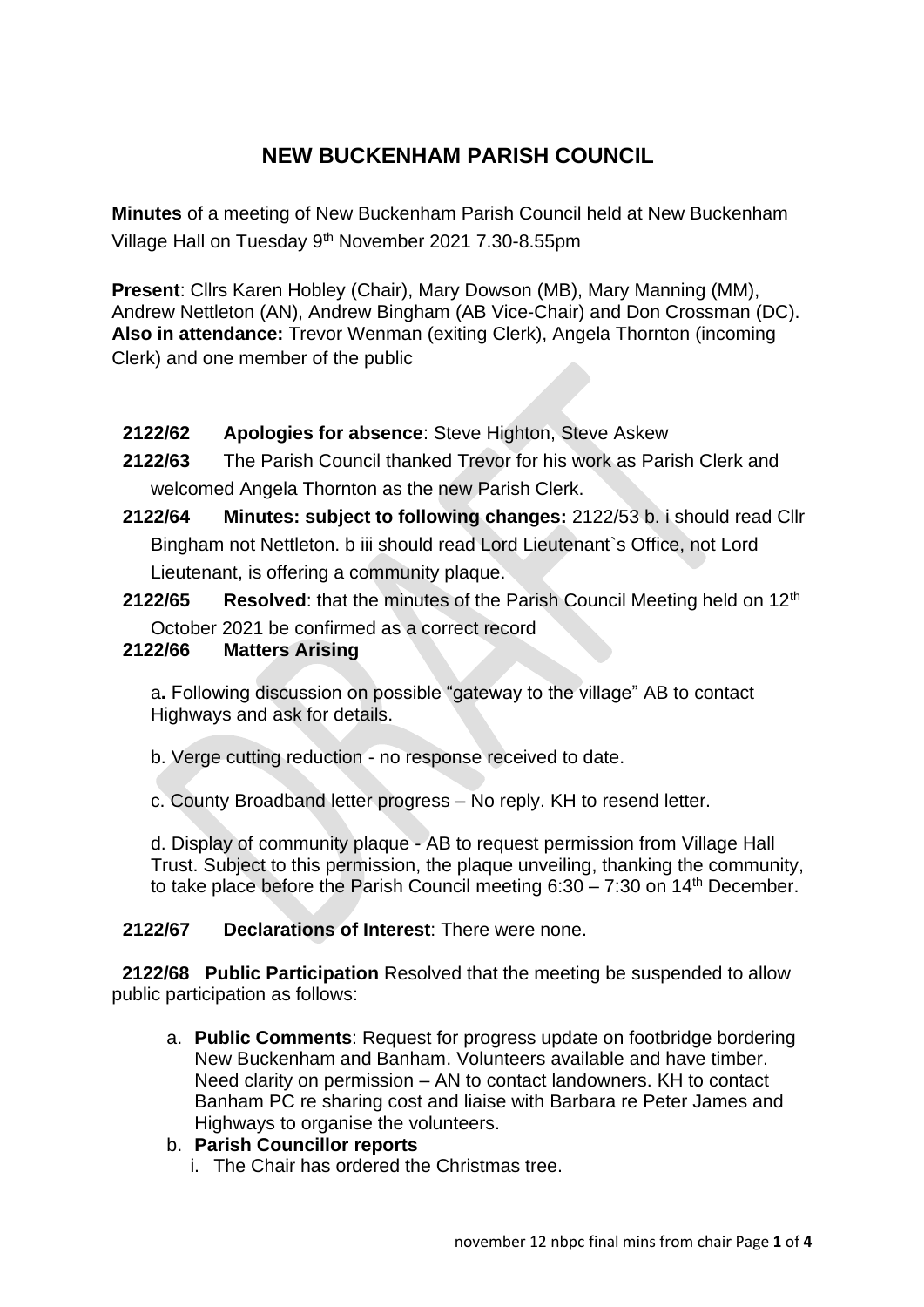# NEW BUCKENHAM PARISH COUNCIL

**Minutes** of a meeting of New Buckenham Parish Council held at New Buckenham Village Hall on Tuesday 9th November 2021 7.30-8.55pm

**Present**: Cllrs Karen Hobley (Chair), Mary Dowson (MB), Mary Manning (MM), Andrew Nettleton (AN), Andrew Bingham (AB Vice-Chair) and Don Crossman (DC).
**Also in attendance:** Trevor Wenman (exiting Clerk), Angela Thornton (incoming Clerk) and one member of the public

**2122/62** **Apologies for absence**: Steve Highton, Steve Askew

**2122/63** The Parish Council thanked Trevor for his work as Parish Clerk and welcomed Angela Thornton as the new Parish Clerk.

**2122/64** **Minutes: subject to following changes:** 2122/53 b. i should read Cllr Bingham not Nettleton. b iii should read Lord Lieutenant`s Office, not Lord Lieutenant, is offering a community plaque.

**2122/65** **Resolved**: that the minutes of the Parish Council Meeting held on 12th October 2021 be confirmed as a correct record

**2122/66** **Matters Arising**

a**.** Following discussion on possible "gateway to the village" AB to contact Highways and ask for details.

b. Verge cutting reduction - no response received to date.

c. County Broadband letter progress – No reply. KH to resend letter.

d. Display of community plaque - AB to request permission from Village Hall Trust. Subject to this permission, the plaque unveiling, thanking the community, to take place before the Parish Council meeting 6:30 – 7:30 on 14th December.

**2122/67** **Declarations of Interest**: There were none.

**2122/68** **Public Participation** Resolved that the meeting be suspended to allow public participation as follows:

a. **Public Comments**: Request for progress update on footbridge bordering New Buckenham and Banham. Volunteers available and have timber. Need clarity on permission – AN to contact landowners. KH to contact Banham PC re sharing cost and liaise with Barbara re Peter James and Highways to organise the volunteers.

b. **Parish Councillor reports**
   i. The Chair has ordered the Christmas tree.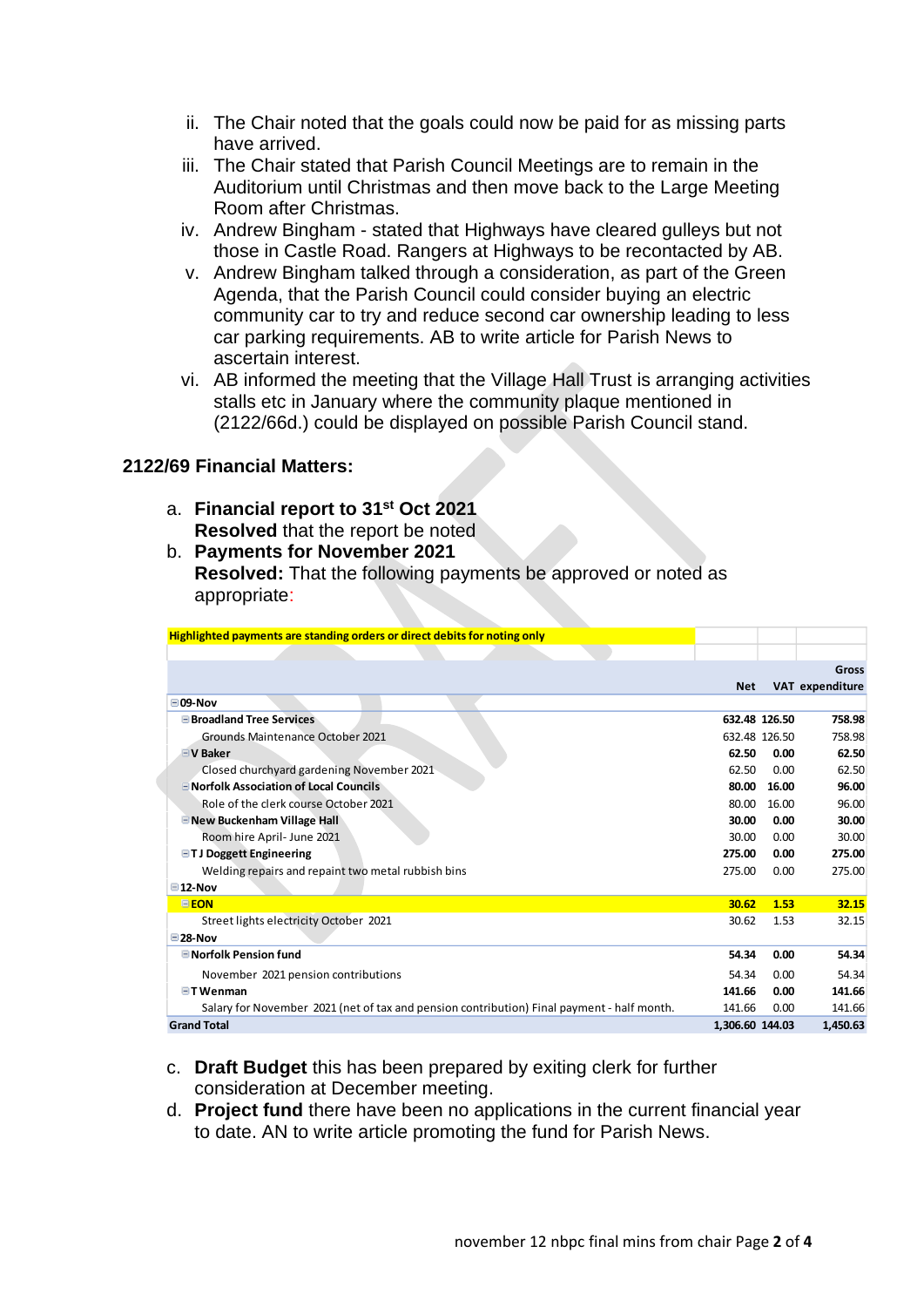ii. The Chair noted that the goals could now be paid for as missing parts have arrived.

iii. The Chair stated that Parish Council Meetings are to remain in the Auditorium until Christmas and then move back to the Large Meeting Room after Christmas.

iv. Andrew Bingham - stated that Highways have cleared gulleys but not those in Castle Road. Rangers at Highways to be recontacted by AB.

v. Andrew Bingham talked through a consideration, as part of the Green Agenda, that the Parish Council could consider buying an electric community car to try and reduce second car ownership leading to less car parking requirements. AB to write article for Parish News to ascertain interest.

vi. AB informed the meeting that the Village Hall Trust is arranging activities stalls etc in January where the community plaque mentioned in (2122/66d.) could be displayed on possible Parish Council stand.

## 2122/69 Financial Matters:

a. **Financial report to 31st Oct 2021**
**Resolved** that the report be noted

b. **Payments for November 2021**
**Resolved:** That the following payments be approved or noted as appropriate:

| Highlighted payments are standing orders or direct debits for noting only | Net | VAT | Gross expenditure |
|---|---|---|---|
| **09-Nov** | | | |
| **Broadland Tree Services** | **632.48** | **126.50** | **758.98** |
| Grounds Maintenance October 2021 | 632.48 | 126.50 | 758.98 |
| **V Baker** | **62.50** | **0.00** | **62.50** |
| Closed churchyard gardening November 2021 | 62.50 | 0.00 | 62.50 |
| **Norfolk Association of Local Councils** | **80.00** | **16.00** | **96.00** |
| Role of the clerk course October 2021 | 80.00 | 16.00 | 96.00 |
| **New Buckenham Village Hall** | **30.00** | **0.00** | **30.00** |
| Room hire April- June 2021 | 30.00 | 0.00 | 30.00 |
| **T J Doggett Engineering** | **275.00** | **0.00** | **275.00** |
| Welding repairs and repaint two metal rubbish bins | 275.00 | 0.00 | 275.00 |
| **12-Nov** | | | |
| **EON** | **30.62** | **1.53** | **32.15** |
| Street lights electricity October 2021 | 30.62 | 1.53 | 32.15 |
| **28-Nov** | | | |
| **Norfolk Pension fund** | **54.34** | **0.00** | **54.34** |
| November 2021 pension contributions | 54.34 | 0.00 | 54.34 |
| **T Wenman** | **141.66** | **0.00** | **141.66** |
| Salary for November 2021 (net of tax and pension contribution) Final payment - half month. | 141.66 | 0.00 | 141.66 |
| **Grand Total** | **1,306.60** | **144.03** | **1,450.63** |

c. **Draft Budget** this has been prepared by exiting clerk for further consideration at December meeting.

d. **Project fund** there have been no applications in the current financial year to date. AN to write article promoting the fund for Parish News.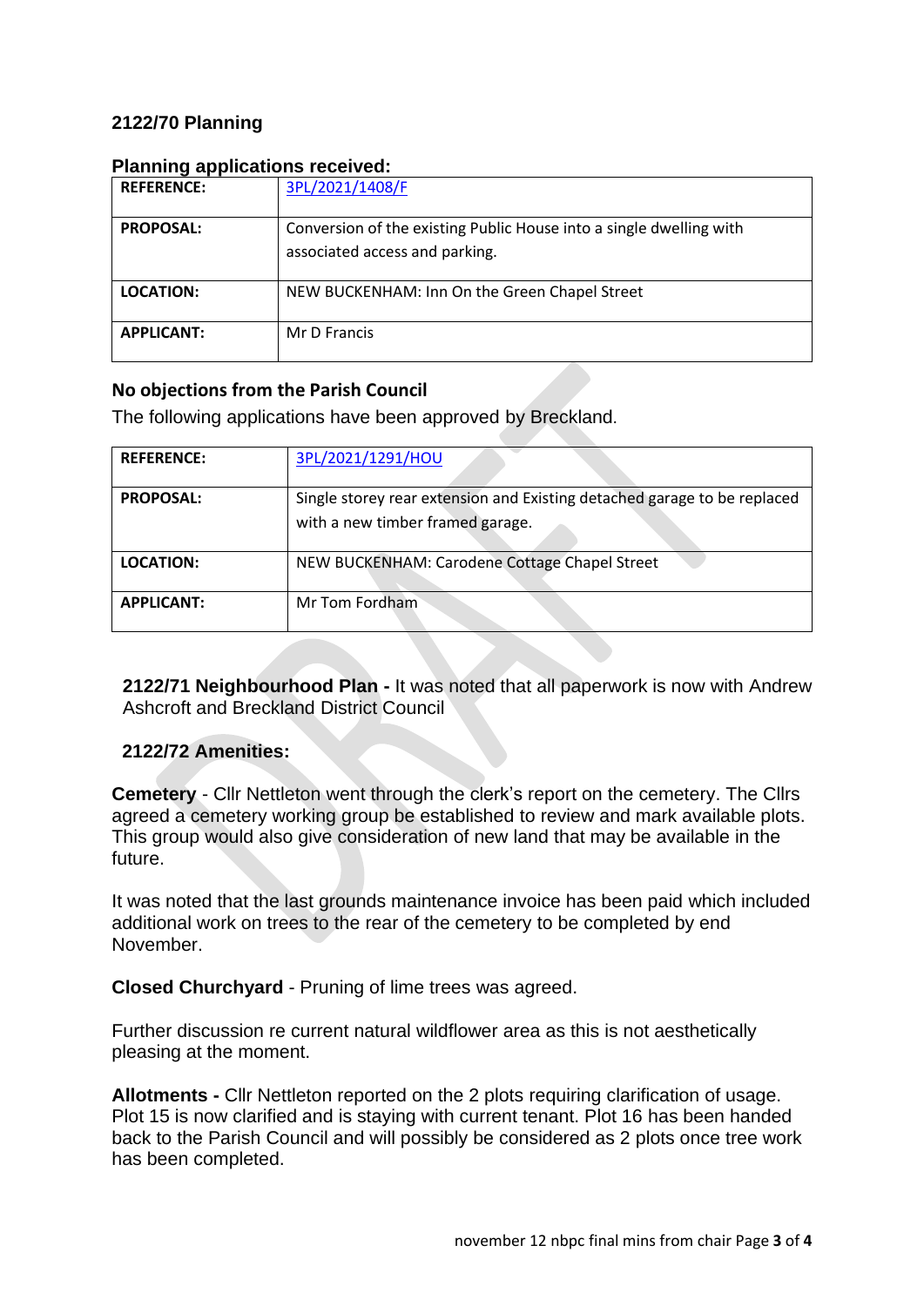## 2122/70 Planning

### Planning applications received:

| REFERENCE: | 3PL/2021/1408/F |
|---|---|
| PROPOSAL: | Conversion of the existing Public House into a single dwelling with associated access and parking. |
| LOCATION: | NEW BUCKENHAM: Inn On the Green Chapel Street |
| APPLICANT: | Mr D Francis |

**No objections from the Parish Council**

The following applications have been approved by Breckland.

| REFERENCE: | 3PL/2021/1291/HOU |
|---|---|
| PROPOSAL: | Single storey rear extension and Existing detached garage to be replaced with a new timber framed garage. |
| LOCATION: | NEW BUCKENHAM: Carodene Cottage Chapel Street |
| APPLICANT: | Mr Tom Fordham |

**2122/71 Neighbourhood Plan -** It was noted that all paperwork is now with Andrew Ashcroft and Breckland District Council

**2122/72 Amenities:**

**Cemetery** - Cllr Nettleton went through the clerk's report on the cemetery. The Cllrs agreed a cemetery working group be established to review and mark available plots. This group would also give consideration of new land that may be available in the future.

It was noted that the last grounds maintenance invoice has been paid which included additional work on trees to the rear of the cemetery to be completed by end November.

**Closed Churchyard** - Pruning of lime trees was agreed.

Further discussion re current natural wildflower area as this is not aesthetically pleasing at the moment.

**Allotments -** Cllr Nettleton reported on the 2 plots requiring clarification of usage. Plot 15 is now clarified and is staying with current tenant. Plot 16 has been handed back to the Parish Council and will possibly be considered as 2 plots once tree work has been completed.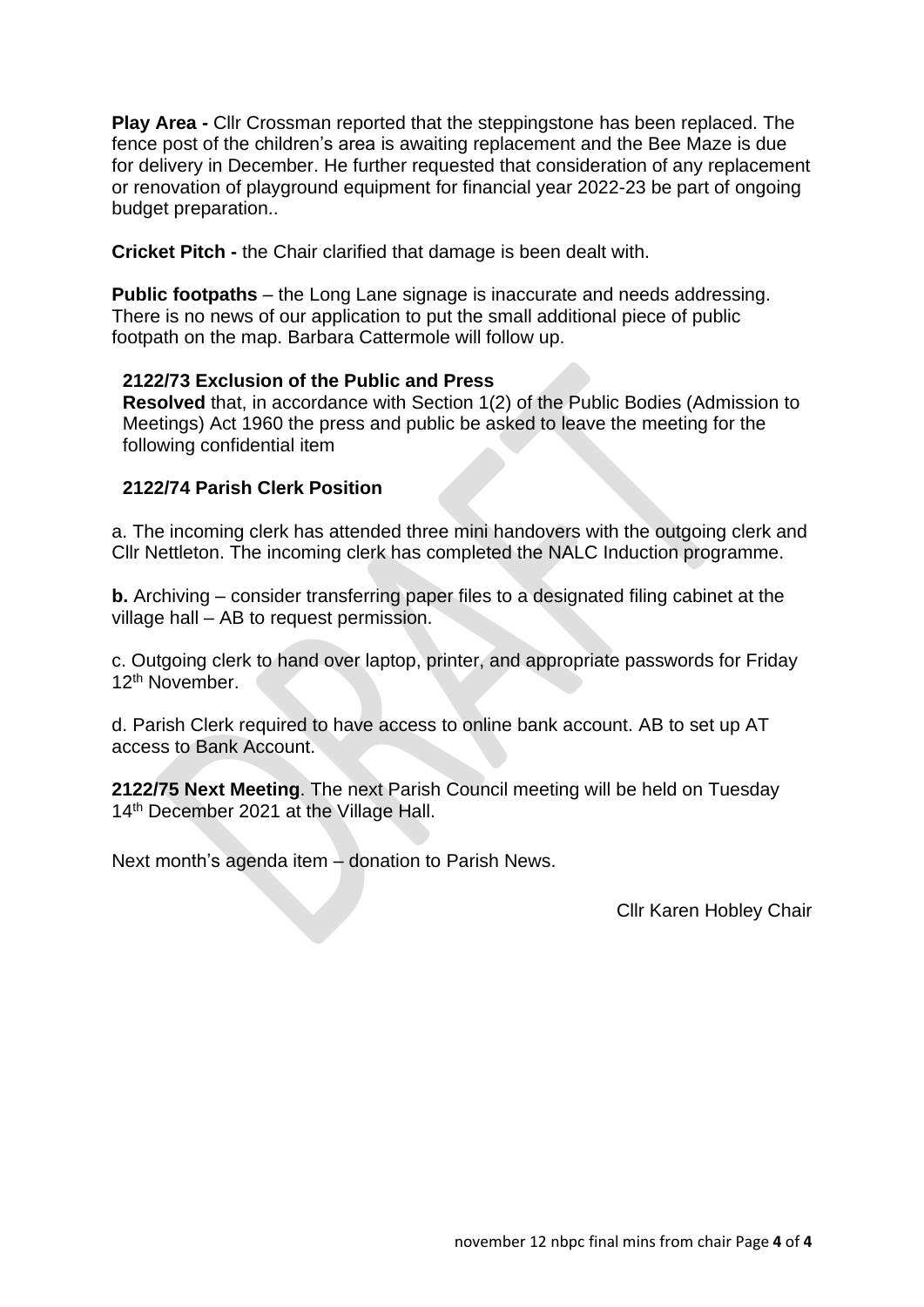**Play Area -** Cllr Crossman reported that the steppingstone has been replaced. The fence post of the children's area is awaiting replacement and the Bee Maze is due for delivery in December. He further requested that consideration of any replacement or renovation of playground equipment for financial year 2022-23 be part of ongoing budget preparation..

**Cricket Pitch -** the Chair clarified that damage is been dealt with.

**Public footpaths** – the Long Lane signage is inaccurate and needs addressing. There is no news of our application to put the small additional piece of public footpath on the map. Barbara Cattermole will follow up.

**2122/73 Exclusion of the Public and Press**

**Resolved** that, in accordance with Section 1(2) of the Public Bodies (Admission to Meetings) Act 1960 the press and public be asked to leave the meeting for the following confidential item

**2122/74 Parish Clerk Position**

a. The incoming clerk has attended three mini handovers with the outgoing clerk and Cllr Nettleton. The incoming clerk has completed the NALC Induction programme.

**b.** Archiving – consider transferring paper files to a designated filing cabinet at the village hall – AB to request permission.

c. Outgoing clerk to hand over laptop, printer, and appropriate passwords for Friday 12th November.

d. Parish Clerk required to have access to online bank account. AB to set up AT access to Bank Account.

**2122/75 Next Meeting**. The next Parish Council meeting will be held on Tuesday 14th December 2021 at the Village Hall.

Next month's agenda item – donation to Parish News.

Cllr Karen Hobley Chair